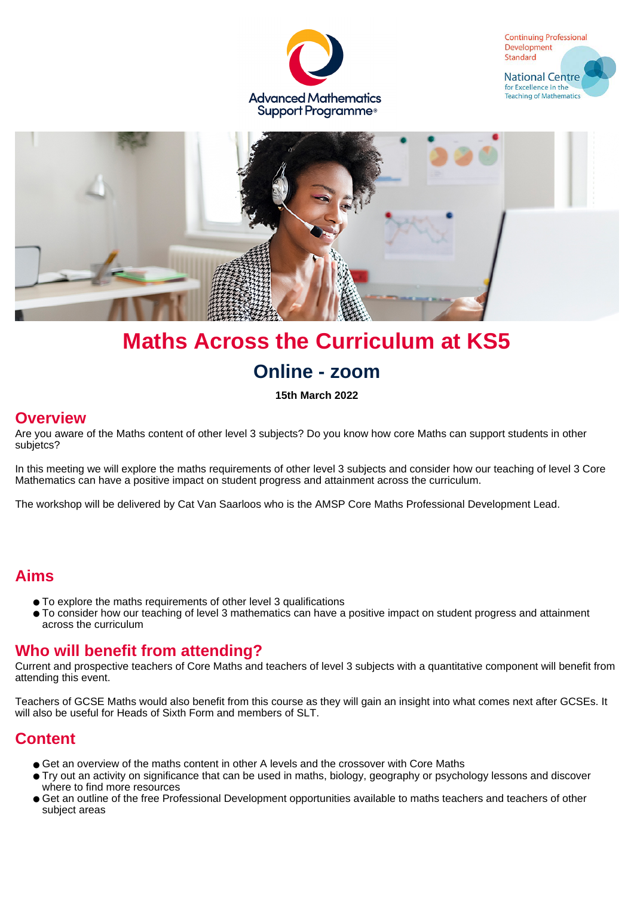# Maths Across the Curriculum at KS5

## Online - zoom

**15th March 2022**

## Overview

Are you aware of the Maths content of other level 3 subjects? Do you know how core Maths can support students in other subjetcs?

In this meeting we will explore the maths requirements of other level 3 subjects and consider how our teaching of level 3 Core Mathematics can have a positive impact on student progress and attainment across the curriculum.

The workshop will be delivered by Cat Van Saarloos who is the AMSP Core Maths Professional Development Lead.

## Aims

- To explore the maths requirements of other level 3 qualifications
- To consider how our teaching of level 3 mathematics can have a positive impact on student progress and attainment across the curriculum

## Who will benefit from attending?

Current and prospective teachers of Core Maths and teachers of level 3 subjects with a quantitative component will benefit from attending this event.

Teachers of GCSE Maths would also benefit from this course as they will gain an insight into what comes next after GCSEs. It will also be useful for Heads of Sixth Form and members of SLT.

## Content

- Get an overview of the maths content in other A levels and the crossover with Core Maths
- Try out an activity on significance that can be used in maths, biology, geography or psychology lessons and discover where to find more resources
- Get an outline of the free Professional Development opportunities available to maths teachers and teachers of other subject areas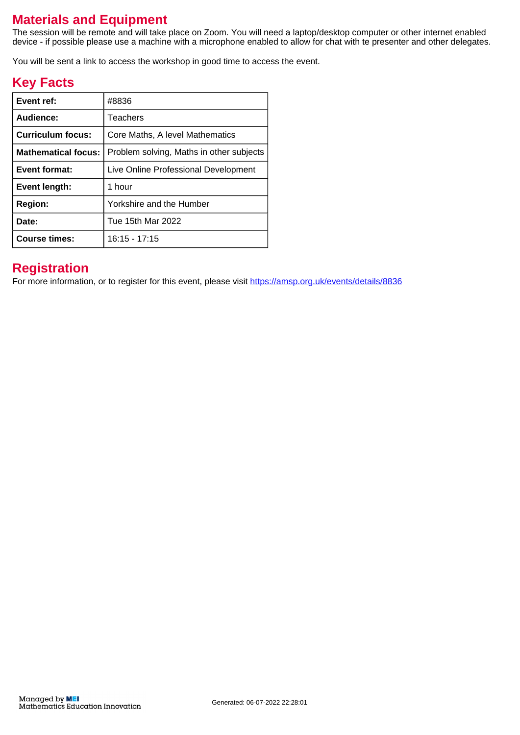## Materials and Equipment

The session will be remote and will take place on Zoom. You will need a laptop/desktop computer or other internet enabled device - if possible please use a machine with a microphone enabled to allow for chat with te presenter and other delegates.

You will be sent a link to access the workshop in good time to access the event.

## Key Facts

| | |
|---|---|
| **Event ref:** | #8836 |
| **Audience:** | Teachers |
| **Curriculum focus:** | Core Maths, A level Mathematics |
| **Mathematical focus:** | Problem solving, Maths in other subjects |
| **Event format:** | Live Online Professional Development |
| **Event length:** | 1 hour |
| **Region:** | Yorkshire and the Humber |
| **Date:** | Tue 15th Mar 2022 |
| **Course times:** | 16:15 - 17:15 |

## Registration

For more information, or to register for this event, please visit https://amsp.org.uk/events/details/8836

Managed by MEI
Mathematics Education Innovation

Generated: 06-07-2022 22:28:01